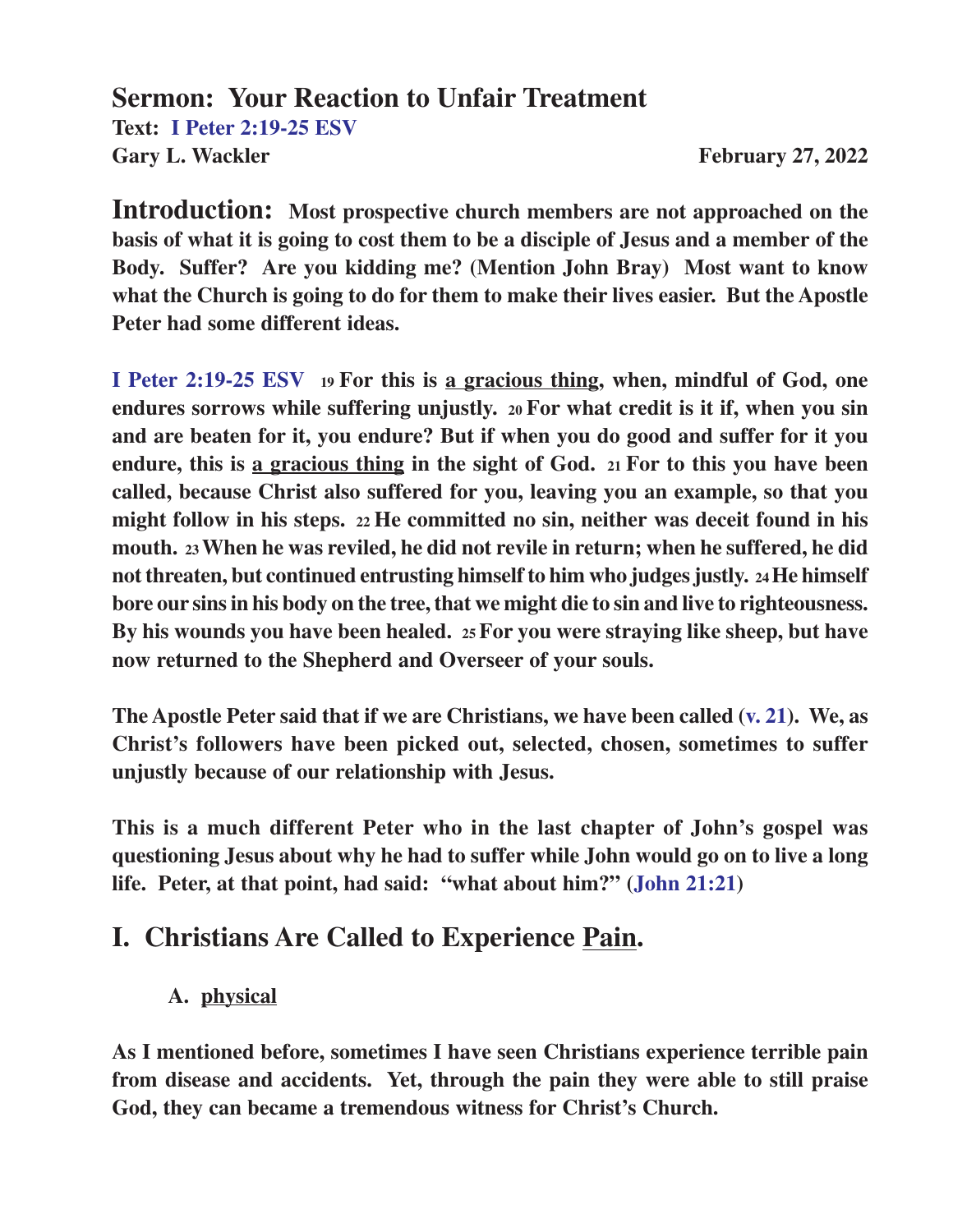# Sermon: Your Reaction to Unfair Treatment

**Text: I Peter 2:19-25 ESV**

**Gary L. Wackler** **February 27, 2022**

**Introduction:** **Most prospective church members are not approached on the basis of what it is going to cost them to be a disciple of Jesus and a member of the Body. Suffer? Are you kidding me? (Mention John Bray) Most want to know what the Church is going to do for them to make their lives easier. But the Apostle Peter had some different ideas.**

**I Peter 2:19-25 ESV** **19 For this is <u>a gracious thing</u>, when, mindful of God, one endures sorrows while suffering unjustly. 20 For what credit is it if, when you sin and are beaten for it, you endure? But if when you do good and suffer for it you endure, this is <u>a gracious thing</u> in the sight of God. 21 For to this you have been called, because Christ also suffered for you, leaving you an example, so that you might follow in his steps. 22 He committed no sin, neither was deceit found in his mouth. 23 When he was reviled, he did not revile in return; when he suffered, he did not threaten, but continued entrusting himself to him who judges justly. 24 He himself bore our sins in his body on the tree, that we might die to sin and live to righteousness. By his wounds you have been healed. 25 For you were straying like sheep, but have now returned to the Shepherd and Overseer of your souls.**

**The Apostle Peter said that if we are Christians, we have been called (v. 21). We, as Christ's followers have been picked out, selected, chosen, sometimes to suffer unjustly because of our relationship with Jesus.**

**This is a much different Peter who in the last chapter of John's gospel was questioning Jesus about why he had to suffer while John would go on to live a long life. Peter, at that point, had said: "what about him?" (John 21:21)**

## I. Christians Are Called to Experience <u>Pain</u>.

### A. <u>physical</u>

**As I mentioned before, sometimes I have seen Christians experience terrible pain from disease and accidents. Yet, through the pain they were able to still praise God, they can became a tremendous witness for Christ's Church.**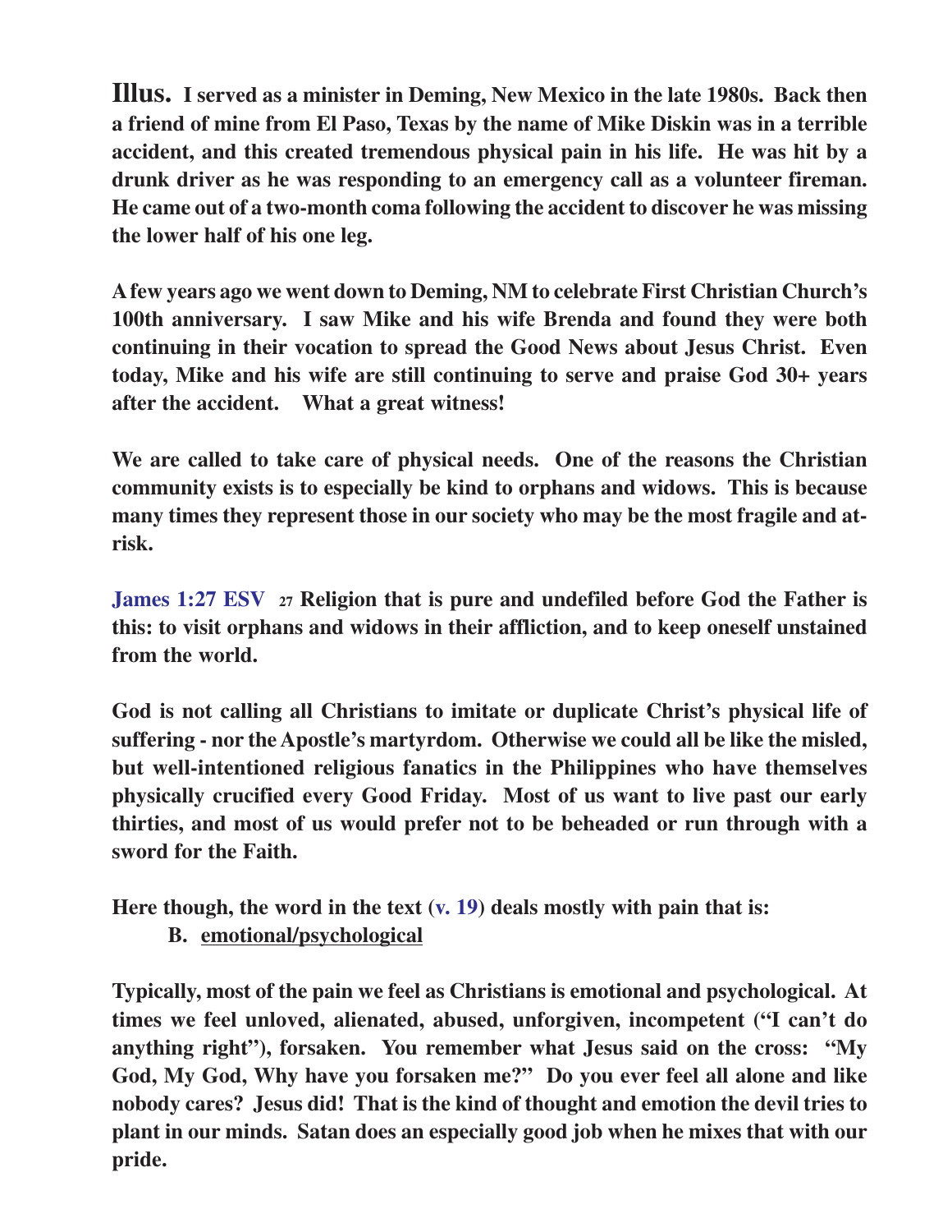**Illus.** **I served as a minister in Deming, New Mexico in the late 1980s. Back then a friend of mine from El Paso, Texas by the name of Mike Diskin was in a terrible accident, and this created tremendous physical pain in his life. He was hit by a drunk driver as he was responding to an emergency call as a volunteer fireman. He came out of a two-month coma following the accident to discover he was missing the lower half of his one leg.**

**A few years ago we went down to Deming, NM to celebrate First Christian Church's 100th anniversary. I saw Mike and his wife Brenda and found they were both continuing in their vocation to spread the Good News about Jesus Christ. Even today, Mike and his wife are still continuing to serve and praise God 30+ years after the accident. What a great witness!**

**We are called to take care of physical needs. One of the reasons the Christian community exists is to especially be kind to orphans and widows. This is because many times they represent those in our society who may be the most fragile and at-risk.**

**James 1:27 ESV** 27 **Religion that is pure and undefiled before God the Father is this: to visit orphans and widows in their affliction, and to keep oneself unstained from the world.**

**God is not calling all Christians to imitate or duplicate Christ's physical life of suffering - nor the Apostle's martyrdom. Otherwise we could all be like the misled, but well-intentioned religious fanatics in the Philippines who have themselves physically crucified every Good Friday. Most of us want to live past our early thirties, and most of us would prefer not to be beheaded or run through with a sword for the Faith.**

**Here though, the word in the text (v. 19) deals mostly with pain that is:**

**B. emotional/psychological**

**Typically, most of the pain we feel as Christians is emotional and psychological. At times we feel unloved, alienated, abused, unforgiven, incompetent ("I can't do anything right"), forsaken. You remember what Jesus said on the cross: "My God, My God, Why have you forsaken me?" Do you ever feel all alone and like nobody cares? Jesus did! That is the kind of thought and emotion the devil tries to plant in our minds. Satan does an especially good job when he mixes that with our pride.**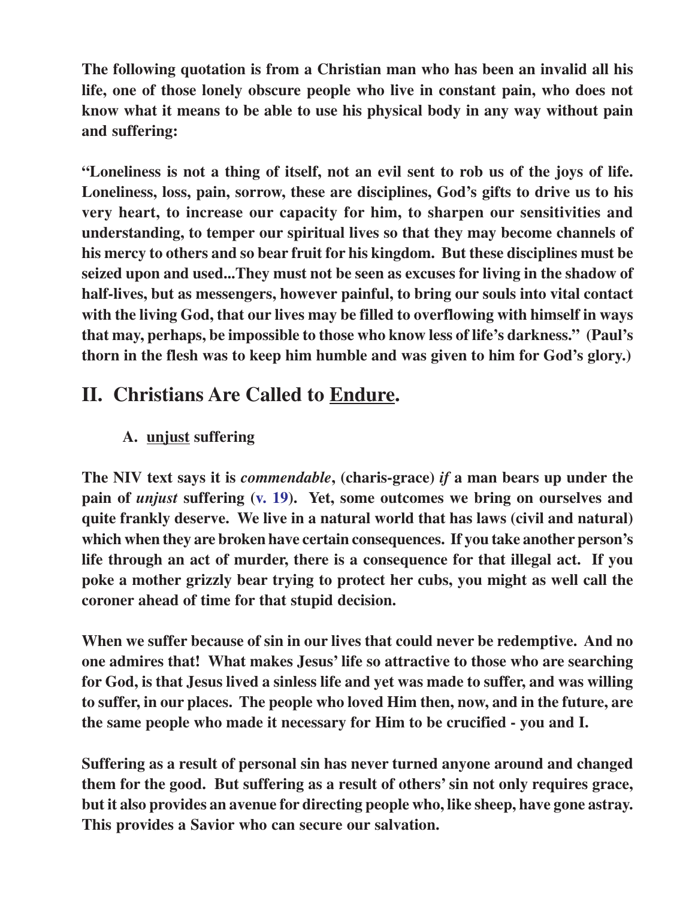**The following quotation is from a Christian man who has been an invalid all his life, one of those lonely obscure people who live in constant pain, who does not know what it means to be able to use his physical body in any way without pain and suffering:**

**"Loneliness is not a thing of itself, not an evil sent to rob us of the joys of life. Loneliness, loss, pain, sorrow, these are disciplines, God's gifts to drive us to his very heart, to increase our capacity for him, to sharpen our sensitivities and understanding, to temper our spiritual lives so that they may become channels of his mercy to others and so bear fruit for his kingdom. But these disciplines must be seized upon and used...They must not be seen as excuses for living in the shadow of half-lives, but as messengers, however painful, to bring our souls into vital contact with the living God, that our lives may be filled to overflowing with himself in ways that may, perhaps, be impossible to those who know less of life's darkness." (Paul's thorn in the flesh was to keep him humble and was given to him for God's glory.)**

## II. Christians Are Called to Endure.

### A. unjust suffering

**The NIV text says it is *commendable*, (charis-grace) *if* a man bears up under the pain of *unjust* suffering (v. 19). Yet, some outcomes we bring on ourselves and quite frankly deserve. We live in a natural world that has laws (civil and natural) which when they are broken have certain consequences. If you take another person's life through an act of murder, there is a consequence for that illegal act. If you poke a mother grizzly bear trying to protect her cubs, you might as well call the coroner ahead of time for that stupid decision.**

**When we suffer because of sin in our lives that could never be redemptive. And no one admires that! What makes Jesus' life so attractive to those who are searching for God, is that Jesus lived a sinless life and yet was made to suffer, and was willing to suffer, in our places. The people who loved Him then, now, and in the future, are the same people who made it necessary for Him to be crucified - you and I.**

**Suffering as a result of personal sin has never turned anyone around and changed them for the good. But suffering as a result of others' sin not only requires grace, but it also provides an avenue for directing people who, like sheep, have gone astray. This provides a Savior who can secure our salvation.**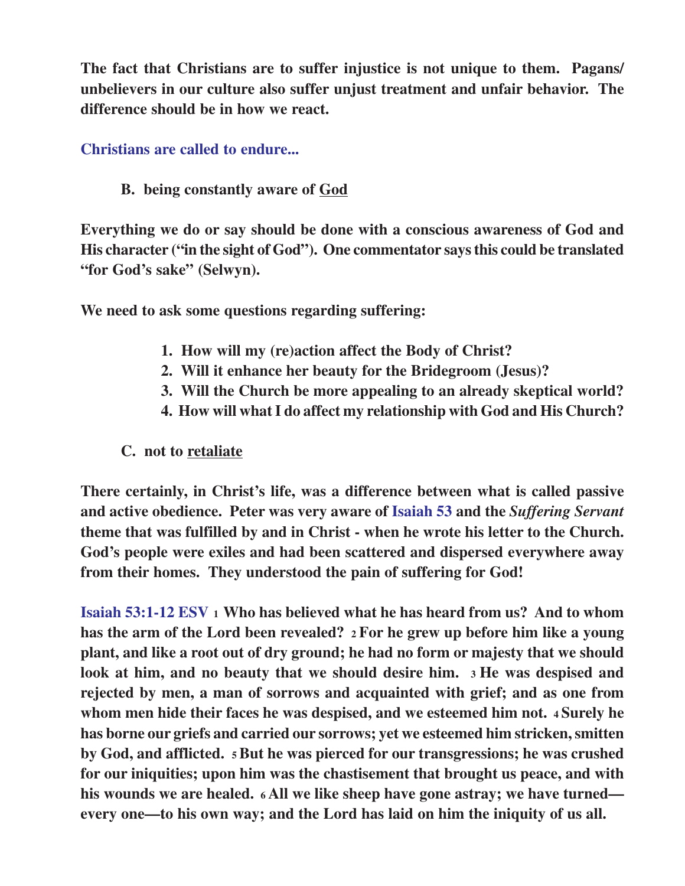**The fact that Christians are to suffer injustice is not unique to them. Pagans/ unbelievers in our culture also suffer unjust treatment and unfair behavior. The difference should be in how we react.**

**Christians are called to endure...**

**B. being constantly aware of <u>God</u>**

**Everything we do or say should be done with a conscious awareness of God and His character ("in the sight of God"). One commentator says this could be translated "for God's sake" (Selwyn).**

**We need to ask some questions regarding suffering:**

1. **How will my (re)action affect the Body of Christ?**
2. **Will it enhance her beauty for the Bridegroom (Jesus)?**
3. **Will the Church be more appealing to an already skeptical world?**
4. **How will what I do affect my relationship with God and His Church?**

**C. not to <u>retaliate</u>**

**There certainly, in Christ's life, was a difference between what is called passive and active obedience. Peter was very aware of Isaiah 53 and the *Suffering Servant* theme that was fulfilled by and in Christ - when he wrote his letter to the Church. God's people were exiles and had been scattered and dispersed everywhere away from their homes. They understood the pain of suffering for God!**

**Isaiah 53:1-12 ESV** **1 Who has believed what he has heard from us? And to whom has the arm of the Lord been revealed? 2 For he grew up before him like a young plant, and like a root out of dry ground; he had no form or majesty that we should look at him, and no beauty that we should desire him. 3 He was despised and rejected by men, a man of sorrows and acquainted with grief; and as one from whom men hide their faces he was despised, and we esteemed him not. 4 Surely he has borne our griefs and carried our sorrows; yet we esteemed him stricken, smitten by God, and afflicted. 5 But he was pierced for our transgressions; he was crushed for our iniquities; upon him was the chastisement that brought us peace, and with his wounds we are healed. 6 All we like sheep have gone astray; we have turned—every one—to his own way; and the Lord has laid on him the iniquity of us all.**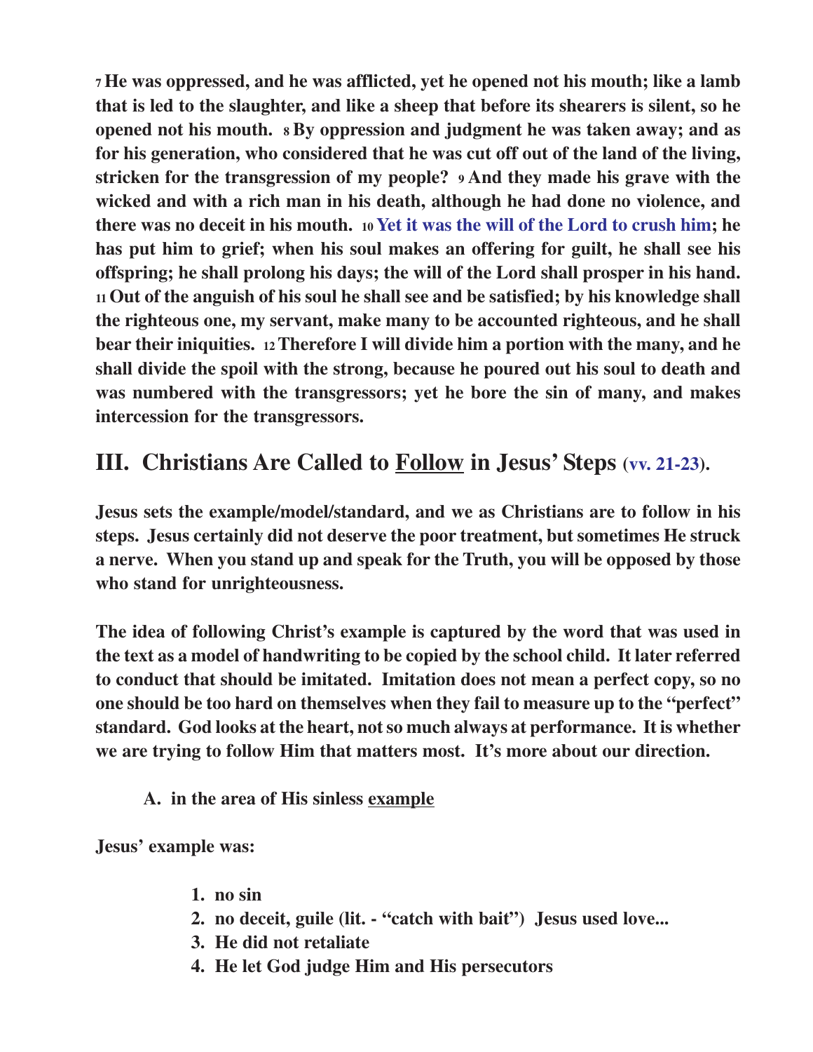**[7] He was oppressed, and he was afflicted, yet he opened not his mouth; like a lamb that is led to the slaughter, and like a sheep that before its shearers is silent, so he opened not his mouth. [8] By oppression and judgment he was taken away; and as for his generation, who considered that he was cut off out of the land of the living, stricken for the transgression of my people? [9] And they made his grave with the wicked and with a rich man in his death, although he had done no violence, and there was no deceit in his mouth. [10] Yet it was the will of the Lord to crush him; he has put him to grief; when his soul makes an offering for guilt, he shall see his offspring; he shall prolong his days; the will of the Lord shall prosper in his hand. [11] Out of the anguish of his soul he shall see and be satisfied; by his knowledge shall the righteous one, my servant, make many to be accounted righteous, and he shall bear their iniquities. [12] Therefore I will divide him a portion with the many, and he shall divide the spoil with the strong, because he poured out his soul to death and was numbered with the transgressors; yet he bore the sin of many, and makes intercession for the transgressors.**

## III. Christians Are Called to <u>Follow</u> in Jesus' Steps (vv. 21-23).

**Jesus sets the example/model/standard, and we as Christians are to follow in his steps. Jesus certainly did not deserve the poor treatment, but sometimes He struck a nerve. When you stand up and speak for the Truth, you will be opposed by those who stand for unrighteousness.**

**The idea of following Christ's example is captured by the word that was used in the text as a model of handwriting to be copied by the school child. It later referred to conduct that should be imitated. Imitation does not mean a perfect copy, so no one should be too hard on themselves when they fail to measure up to the "perfect" standard. God looks at the heart, not so much always at performance. It is whether we are trying to follow Him that matters most. It's more about our direction.**

**A. in the area of His sinless <u>example</u>**

**Jesus' example was:**

1. **no sin**
2. **no deceit, guile (lit. - "catch with bait") Jesus used love...**
3. **He did not retaliate**
4. **He let God judge Him and His persecutors**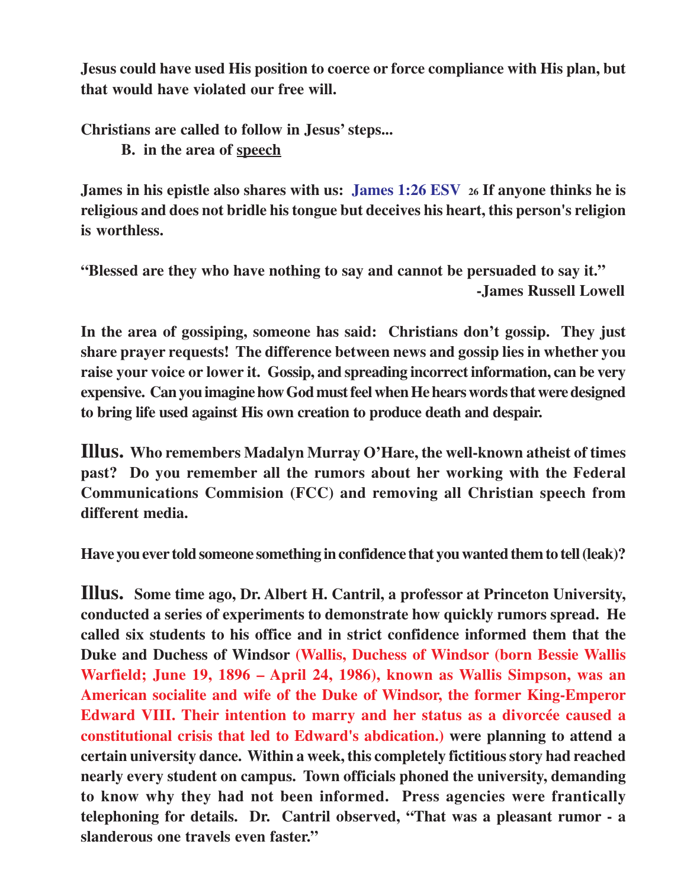**Jesus could have used His position to coerce or force compliance with His plan, but that would have violated our free will.**

**Christians are called to follow in Jesus' steps...**

**B. in the area of <u>speech</u>**

**James in his epistle also shares with us: James 1:26 ESV 26 If anyone thinks he is religious and does not bridle his tongue but deceives his heart, this person's religion is worthless.**

**"Blessed are they who have nothing to say and cannot be persuaded to say it."**
**-James Russell Lowell**

**In the area of gossiping, someone has said: Christians don't gossip. They just share prayer requests! The difference between news and gossip lies in whether you raise your voice or lower it. Gossip, and spreading incorrect information, can be very expensive. Can you imagine how God must feel when He hears words that were designed to bring life used against His own creation to produce death and despair.**

**Illus. Who remembers Madalyn Murray O'Hare, the well-known atheist of times past? Do you remember all the rumors about her working with the Federal Communications Commision (FCC) and removing all Christian speech from different media.**

**Have you ever told someone something in confidence that you wanted them to tell (leak)?**

**Illus. Some time ago, Dr. Albert H. Cantril, a professor at Princeton University, conducted a series of experiments to demonstrate how quickly rumors spread. He called six students to his office and in strict confidence informed them that the Duke and Duchess of Windsor (Wallis, Duchess of Windsor (born Bessie Wallis Warfield; June 19, 1896 – April 24, 1986), known as Wallis Simpson, was an American socialite and wife of the Duke of Windsor, the former King-Emperor Edward VIII. Their intention to marry and her status as a divorcée caused a constitutional crisis that led to Edward's abdication.) were planning to attend a certain university dance. Within a week, this completely fictitious story had reached nearly every student on campus. Town officials phoned the university, demanding to know why they had not been informed. Press agencies were frantically telephoning for details. Dr. Cantril observed, "That was a pleasant rumor - a slanderous one travels even faster."**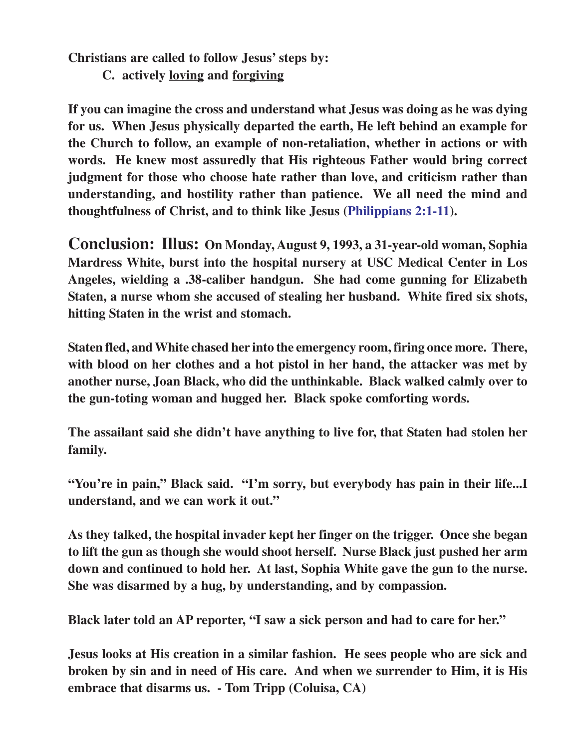**Christians are called to follow Jesus' steps by:**

**C. actively <u>loving</u> and <u>forgiving</u>**

**If you can imagine the cross and understand what Jesus was doing as he was dying for us. When Jesus physically departed the earth, He left behind an example for the Church to follow, an example of non-retaliation, whether in actions or with words. He knew most assuredly that His righteous Father would bring correct judgment for those who choose hate rather than love, and criticism rather than understanding, and hostility rather than patience. We all need the mind and thoughtfulness of Christ, and to think like Jesus (Philippians 2:1-11).**

**Conclusion: Illus: On Monday, August 9, 1993, a 31-year-old woman, Sophia Mardress White, burst into the hospital nursery at USC Medical Center in Los Angeles, wielding a .38-caliber handgun. She had come gunning for Elizabeth Staten, a nurse whom she accused of stealing her husband. White fired six shots, hitting Staten in the wrist and stomach.**

**Staten fled, and White chased her into the emergency room, firing once more. There, with blood on her clothes and a hot pistol in her hand, the attacker was met by another nurse, Joan Black, who did the unthinkable. Black walked calmly over to the gun-toting woman and hugged her. Black spoke comforting words.**

**The assailant said she didn't have anything to live for, that Staten had stolen her family.**

**"You're in pain," Black said. "I'm sorry, but everybody has pain in their life...I understand, and we can work it out."**

**As they talked, the hospital invader kept her finger on the trigger. Once she began to lift the gun as though she would shoot herself. Nurse Black just pushed her arm down and continued to hold her. At last, Sophia White gave the gun to the nurse. She was disarmed by a hug, by understanding, and by compassion.**

**Black later told an AP reporter, "I saw a sick person and had to care for her."**

**Jesus looks at His creation in a similar fashion. He sees people who are sick and broken by sin and in need of His care. And when we surrender to Him, it is His embrace that disarms us. - Tom Tripp (Coluisa, CA)**